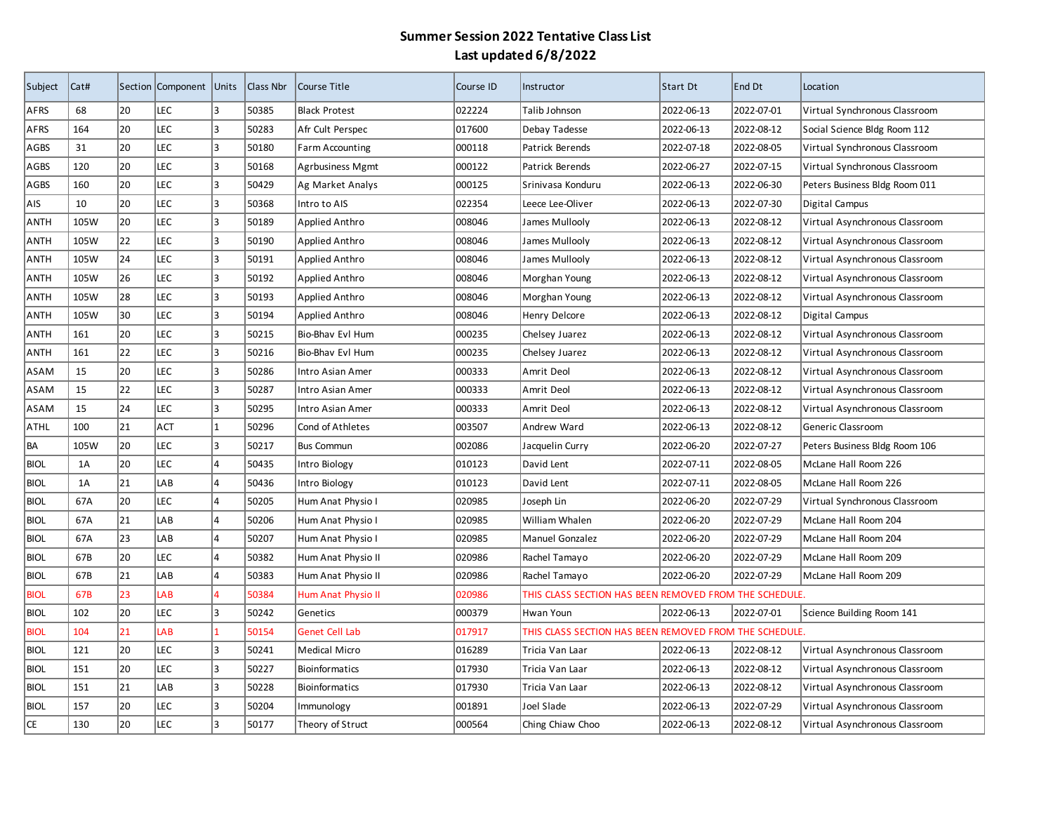# Summer Session 2022 Tentative Class List
## Last updated 6/8/2022

| Subject | Cat# | Section | Component | Units | Class Nbr | Course Title | Course ID | Instructor | Start Dt | End Dt | Location |
|---|---|---|---|---|---|---|---|---|---|---|---|
| AFRS | 68 | 20 | LEC | 3 | 50385 | Black Protest | 022224 | Talib Johnson | 2022-06-13 | 2022-07-01 | Virtual Synchronous Classroom |
| AFRS | 164 | 20 | LEC | 3 | 50283 | Afr Cult Perspec | 017600 | Debay Tadesse | 2022-06-13 | 2022-08-12 | Social Science Bldg Room 112 |
| AGBS | 31 | 20 | LEC | 3 | 50180 | Farm Accounting | 000118 | Patrick Berends | 2022-07-18 | 2022-08-05 | Virtual Synchronous Classroom |
| AGBS | 120 | 20 | LEC | 3 | 50168 | Agrbusiness Mgmt | 000122 | Patrick Berends | 2022-06-27 | 2022-07-15 | Virtual Synchronous Classroom |
| AGBS | 160 | 20 | LEC | 3 | 50429 | Ag Market Analys | 000125 | Srinivasa Konduru | 2022-06-13 | 2022-06-30 | Peters Business Bldg Room 011 |
| AIS | 10 | 20 | LEC | 3 | 50368 | Intro to AIS | 022354 | Leece Lee-Oliver | 2022-06-13 | 2022-07-30 | Digital Campus |
| ANTH | 105W | 20 | LEC | 3 | 50189 | Applied Anthro | 008046 | James Mullooly | 2022-06-13 | 2022-08-12 | Virtual Asynchronous Classroom |
| ANTH | 105W | 22 | LEC | 3 | 50190 | Applied Anthro | 008046 | James Mullooly | 2022-06-13 | 2022-08-12 | Virtual Asynchronous Classroom |
| ANTH | 105W | 24 | LEC | 3 | 50191 | Applied Anthro | 008046 | James Mullooly | 2022-06-13 | 2022-08-12 | Virtual Asynchronous Classroom |
| ANTH | 105W | 26 | LEC | 3 | 50192 | Applied Anthro | 008046 | Morghan Young | 2022-06-13 | 2022-08-12 | Virtual Asynchronous Classroom |
| ANTH | 105W | 28 | LEC | 3 | 50193 | Applied Anthro | 008046 | Morghan Young | 2022-06-13 | 2022-08-12 | Virtual Asynchronous Classroom |
| ANTH | 105W | 30 | LEC | 3 | 50194 | Applied Anthro | 008046 | Henry Delcore | 2022-06-13 | 2022-08-12 | Digital Campus |
| ANTH | 161 | 20 | LEC | 3 | 50215 | Bio-Bhav Evl Hum | 000235 | Chelsey Juarez | 2022-06-13 | 2022-08-12 | Virtual Asynchronous Classroom |
| ANTH | 161 | 22 | LEC | 3 | 50216 | Bio-Bhav Evl Hum | 000235 | Chelsey Juarez | 2022-06-13 | 2022-08-12 | Virtual Asynchronous Classroom |
| ASAM | 15 | 20 | LEC | 3 | 50286 | Intro Asian Amer | 000333 | Amrit Deol | 2022-06-13 | 2022-08-12 | Virtual Asynchronous Classroom |
| ASAM | 15 | 22 | LEC | 3 | 50287 | Intro Asian Amer | 000333 | Amrit Deol | 2022-06-13 | 2022-08-12 | Virtual Asynchronous Classroom |
| ASAM | 15 | 24 | LEC | 3 | 50295 | Intro Asian Amer | 000333 | Amrit Deol | 2022-06-13 | 2022-08-12 | Virtual Asynchronous Classroom |
| ATHL | 100 | 21 | ACT | 1 | 50296 | Cond of Athletes | 003507 | Andrew Ward | 2022-06-13 | 2022-08-12 | Generic Classroom |
| BA | 105W | 20 | LEC | 3 | 50217 | Bus Commun | 002086 | Jacquelin Curry | 2022-06-20 | 2022-07-27 | Peters Business Bldg Room 106 |
| BIOL | 1A | 20 | LEC | 4 | 50435 | Intro Biology | 010123 | David Lent | 2022-07-11 | 2022-08-05 | McLane Hall Room 226 |
| BIOL | 1A | 21 | LAB | 4 | 50436 | Intro Biology | 010123 | David Lent | 2022-07-11 | 2022-08-05 | McLane Hall Room 226 |
| BIOL | 67A | 20 | LEC | 4 | 50205 | Hum Anat Physio I | 020985 | Joseph Lin | 2022-06-20 | 2022-07-29 | Virtual Synchronous Classroom |
| BIOL | 67A | 21 | LAB | 4 | 50206 | Hum Anat Physio I | 020985 | William Whalen | 2022-06-20 | 2022-07-29 | McLane Hall Room 204 |
| BIOL | 67A | 23 | LAB | 4 | 50207 | Hum Anat Physio I | 020985 | Manuel Gonzalez | 2022-06-20 | 2022-07-29 | McLane Hall Room 204 |
| BIOL | 67B | 20 | LEC | 4 | 50382 | Hum Anat Physio II | 020986 | Rachel Tamayo | 2022-06-20 | 2022-07-29 | McLane Hall Room 209 |
| BIOL | 67B | 21 | LAB | 4 | 50383 | Hum Anat Physio II | 020986 | Rachel Tamayo | 2022-06-20 | 2022-07-29 | McLane Hall Room 209 |
| BIOL | 67B | 23 | LAB | 4 | 50384 | Hum Anat Physio II | 020986 | THIS CLASS SECTION HAS BEEN REMOVED FROM THE SCHEDULE. | | | |
| BIOL | 102 | 20 | LEC | 3 | 50242 | Genetics | 000379 | Hwan Youn | 2022-06-13 | 2022-07-01 | Science Building Room 141 |
| BIOL | 104 | 21 | LAB | 1 | 50154 | Genet Cell Lab | 017917 | THIS CLASS SECTION HAS BEEN REMOVED FROM THE SCHEDULE. | | | |
| BIOL | 121 | 20 | LEC | 3 | 50241 | Medical Micro | 016289 | Tricia Van Laar | 2022-06-13 | 2022-08-12 | Virtual Asynchronous Classroom |
| BIOL | 151 | 20 | LEC | 3 | 50227 | Bioinformatics | 017930 | Tricia Van Laar | 2022-06-13 | 2022-08-12 | Virtual Asynchronous Classroom |
| BIOL | 151 | 21 | LAB | 3 | 50228 | Bioinformatics | 017930 | Tricia Van Laar | 2022-06-13 | 2022-08-12 | Virtual Asynchronous Classroom |
| BIOL | 157 | 20 | LEC | 3 | 50204 | Immunology | 001891 | Joel Slade | 2022-06-13 | 2022-07-29 | Virtual Asynchronous Classroom |
| CE | 130 | 20 | LEC | 3 | 50177 | Theory of Struct | 000564 | Ching Chiaw Choo | 2022-06-13 | 2022-08-12 | Virtual Asynchronous Classroom |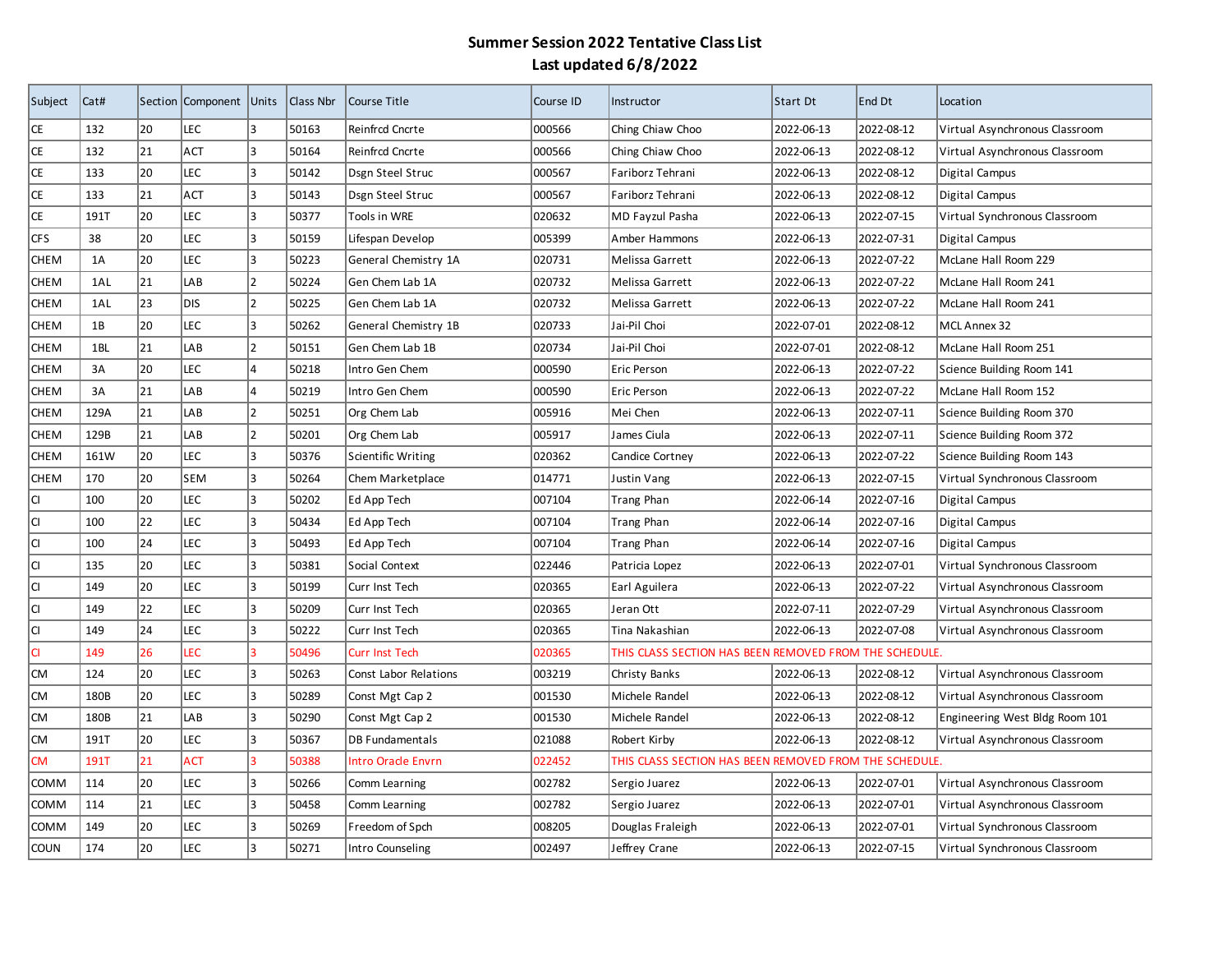# Summer Session 2022 Tentative Class List
## Last updated 6/8/2022

| Subject | Cat# | Section | Component | Units | Class Nbr | Course Title | Course ID | Instructor | Start Dt | End Dt | Location |
|---|---|---|---|---|---|---|---|---|---|---|---|
| CE | 132 | 20 | LEC | 3 | 50163 | Reinfrcd Cncrte | 000566 | Ching Chiaw Choo | 2022-06-13 | 2022-08-12 | Virtual Asynchronous Classroom |
| CE | 132 | 21 | ACT | 3 | 50164 | Reinfrcd Cncrte | 000566 | Ching Chiaw Choo | 2022-06-13 | 2022-08-12 | Virtual Asynchronous Classroom |
| CE | 133 | 20 | LEC | 3 | 50142 | Dsgn Steel Struc | 000567 | Fariborz Tehrani | 2022-06-13 | 2022-08-12 | Digital Campus |
| CE | 133 | 21 | ACT | 3 | 50143 | Dsgn Steel Struc | 000567 | Fariborz Tehrani | 2022-06-13 | 2022-08-12 | Digital Campus |
| CE | 191T | 20 | LEC | 3 | 50377 | Tools in WRE | 020632 | MD Fayzul Pasha | 2022-06-13 | 2022-07-15 | Virtual Synchronous Classroom |
| CFS | 38 | 20 | LEC | 3 | 50159 | Lifespan Develop | 005399 | Amber Hammons | 2022-06-13 | 2022-07-31 | Digital Campus |
| CHEM | 1A | 20 | LEC | 3 | 50223 | General Chemistry 1A | 020731 | Melissa Garrett | 2022-06-13 | 2022-07-22 | McLane Hall Room 229 |
| CHEM | 1AL | 21 | LAB | 2 | 50224 | Gen Chem Lab 1A | 020732 | Melissa Garrett | 2022-06-13 | 2022-07-22 | McLane Hall Room 241 |
| CHEM | 1AL | 23 | DIS | 2 | 50225 | Gen Chem Lab 1A | 020732 | Melissa Garrett | 2022-06-13 | 2022-07-22 | McLane Hall Room 241 |
| CHEM | 1B | 20 | LEC | 3 | 50262 | General Chemistry 1B | 020733 | Jai-Pil Choi | 2022-07-01 | 2022-08-12 | MCL Annex 32 |
| CHEM | 1BL | 21 | LAB | 2 | 50151 | Gen Chem Lab 1B | 020734 | Jai-Pil Choi | 2022-07-01 | 2022-08-12 | McLane Hall Room 251 |
| CHEM | 3A | 20 | LEC | 4 | 50218 | Intro Gen Chem | 000590 | Eric Person | 2022-06-13 | 2022-07-22 | Science Building Room 141 |
| CHEM | 3A | 21 | LAB | 4 | 50219 | Intro Gen Chem | 000590 | Eric Person | 2022-06-13 | 2022-07-22 | McLane Hall Room 152 |
| CHEM | 129A | 21 | LAB | 2 | 50251 | Org Chem Lab | 005916 | Mei Chen | 2022-06-13 | 2022-07-11 | Science Building Room 370 |
| CHEM | 129B | 21 | LAB | 2 | 50201 | Org Chem Lab | 005917 | James Ciula | 2022-06-13 | 2022-07-11 | Science Building Room 372 |
| CHEM | 161W | 20 | LEC | 3 | 50376 | Scientific Writing | 020362 | Candice Cortney | 2022-06-13 | 2022-07-22 | Science Building Room 143 |
| CHEM | 170 | 20 | SEM | 3 | 50264 | Chem Marketplace | 014771 | Justin Vang | 2022-06-13 | 2022-07-15 | Virtual Synchronous Classroom |
| CI | 100 | 20 | LEC | 3 | 50202 | Ed App Tech | 007104 | Trang Phan | 2022-06-14 | 2022-07-16 | Digital Campus |
| CI | 100 | 22 | LEC | 3 | 50434 | Ed App Tech | 007104 | Trang Phan | 2022-06-14 | 2022-07-16 | Digital Campus |
| CI | 100 | 24 | LEC | 3 | 50493 | Ed App Tech | 007104 | Trang Phan | 2022-06-14 | 2022-07-16 | Digital Campus |
| CI | 135 | 20 | LEC | 3 | 50381 | Social Context | 022446 | Patricia Lopez | 2022-06-13 | 2022-07-01 | Virtual Synchronous Classroom |
| CI | 149 | 20 | LEC | 3 | 50199 | Curr Inst Tech | 020365 | Earl Aguilera | 2022-06-13 | 2022-07-22 | Virtual Asynchronous Classroom |
| CI | 149 | 22 | LEC | 3 | 50209 | Curr Inst Tech | 020365 | Jeran Ott | 2022-07-11 | 2022-07-29 | Virtual Asynchronous Classroom |
| CI | 149 | 24 | LEC | 3 | 50222 | Curr Inst Tech | 020365 | Tina Nakashian | 2022-06-13 | 2022-07-08 | Virtual Asynchronous Classroom |
| CI | 149 | 26 | LEC | 3 | 50496 | Curr Inst Tech | 020365 | THIS CLASS SECTION HAS BEEN REMOVED FROM THE SCHEDULE. | | | |
| CM | 124 | 20 | LEC | 3 | 50263 | Const Labor Relations | 003219 | Christy Banks | 2022-06-13 | 2022-08-12 | Virtual Asynchronous Classroom |
| CM | 180B | 20 | LEC | 3 | 50289 | Const Mgt Cap 2 | 001530 | Michele Randel | 2022-06-13 | 2022-08-12 | Virtual Asynchronous Classroom |
| CM | 180B | 21 | LAB | 3 | 50290 | Const Mgt Cap 2 | 001530 | Michele Randel | 2022-06-13 | 2022-08-12 | Engineering West Bldg Room 101 |
| CM | 191T | 20 | LEC | 3 | 50367 | DB Fundamentals | 021088 | Robert Kirby | 2022-06-13 | 2022-08-12 | Virtual Asynchronous Classroom |
| CM | 191T | 21 | ACT | 3 | 50388 | Intro Oracle Envrn | 022452 | THIS CLASS SECTION HAS BEEN REMOVED FROM THE SCHEDULE. | | | |
| COMM | 114 | 20 | LEC | 3 | 50266 | Comm Learning | 002782 | Sergio Juarez | 2022-06-13 | 2022-07-01 | Virtual Asynchronous Classroom |
| COMM | 114 | 21 | LEC | 3 | 50458 | Comm Learning | 002782 | Sergio Juarez | 2022-06-13 | 2022-07-01 | Virtual Asynchronous Classroom |
| COMM | 149 | 20 | LEC | 3 | 50269 | Freedom of Spch | 008205 | Douglas Fraleigh | 2022-06-13 | 2022-07-01 | Virtual Synchronous Classroom |
| COUN | 174 | 20 | LEC | 3 | 50271 | Intro Counseling | 002497 | Jeffrey Crane | 2022-06-13 | 2022-07-15 | Virtual Synchronous Classroom |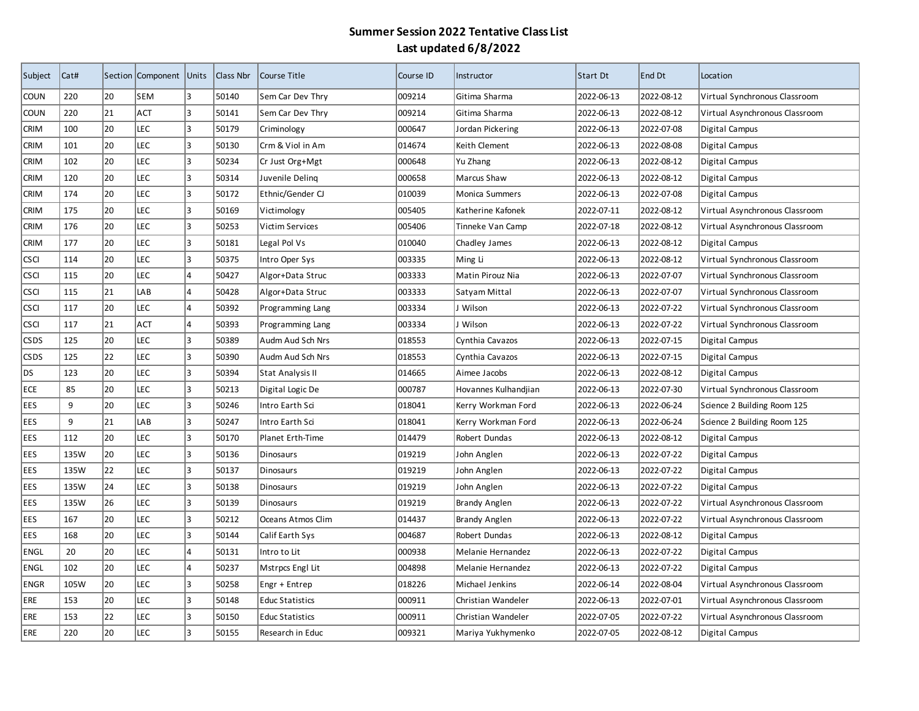# Summer Session 2022 Tentative Class List
## Last updated 6/8/2022

| Subject | Cat# | Section | Component | Units | Class Nbr | Course Title | Course ID | Instructor | Start Dt | End Dt | Location |
|---|---|---|---|---|---|---|---|---|---|---|---|
| COUN | 220 | 20 | SEM | 3 | 50140 | Sem Car Dev Thry | 009214 | Gitima Sharma | 2022-06-13 | 2022-08-12 | Virtual Synchronous Classroom |
| COUN | 220 | 21 | ACT | 3 | 50141 | Sem Car Dev Thry | 009214 | Gitima Sharma | 2022-06-13 | 2022-08-12 | Virtual Asynchronous Classroom |
| CRIM | 100 | 20 | LEC | 3 | 50179 | Criminology | 000647 | Jordan Pickering | 2022-06-13 | 2022-07-08 | Digital Campus |
| CRIM | 101 | 20 | LEC | 3 | 50130 | Crm & Viol in Am | 014674 | Keith Clement | 2022-06-13 | 2022-08-08 | Digital Campus |
| CRIM | 102 | 20 | LEC | 3 | 50234 | Cr Just Org+Mgt | 000648 | Yu Zhang | 2022-06-13 | 2022-08-12 | Digital Campus |
| CRIM | 120 | 20 | LEC | 3 | 50314 | Juvenile Delinq | 000658 | Marcus Shaw | 2022-06-13 | 2022-08-12 | Digital Campus |
| CRIM | 174 | 20 | LEC | 3 | 50172 | Ethnic/Gender CJ | 010039 | Monica Summers | 2022-06-13 | 2022-07-08 | Digital Campus |
| CRIM | 175 | 20 | LEC | 3 | 50169 | Victimology | 005405 | Katherine Kafonek | 2022-07-11 | 2022-08-12 | Virtual Asynchronous Classroom |
| CRIM | 176 | 20 | LEC | 3 | 50253 | Victim Services | 005406 | Tinneke Van Camp | 2022-07-18 | 2022-08-12 | Virtual Asynchronous Classroom |
| CRIM | 177 | 20 | LEC | 3 | 50181 | Legal Pol Vs | 010040 | Chadley James | 2022-06-13 | 2022-08-12 | Digital Campus |
| CSCI | 114 | 20 | LEC | 3 | 50375 | Intro Oper Sys | 003335 | Ming Li | 2022-06-13 | 2022-08-12 | Virtual Synchronous Classroom |
| CSCI | 115 | 20 | LEC | 4 | 50427 | Algor+Data Struc | 003333 | Matin Pirouz Nia | 2022-06-13 | 2022-07-07 | Virtual Synchronous Classroom |
| CSCI | 115 | 21 | LAB | 4 | 50428 | Algor+Data Struc | 003333 | Satyam Mittal | 2022-06-13 | 2022-07-07 | Virtual Synchronous Classroom |
| CSCI | 117 | 20 | LEC | 4 | 50392 | Programming Lang | 003334 | J Wilson | 2022-06-13 | 2022-07-22 | Virtual Synchronous Classroom |
| CSCI | 117 | 21 | ACT | 4 | 50393 | Programming Lang | 003334 | J Wilson | 2022-06-13 | 2022-07-22 | Virtual Synchronous Classroom |
| CSDS | 125 | 20 | LEC | 3 | 50389 | Audm Aud Sch Nrs | 018553 | Cynthia Cavazos | 2022-06-13 | 2022-07-15 | Digital Campus |
| CSDS | 125 | 22 | LEC | 3 | 50390 | Audm Aud Sch Nrs | 018553 | Cynthia Cavazos | 2022-06-13 | 2022-07-15 | Digital Campus |
| DS | 123 | 20 | LEC | 3 | 50394 | Stat Analysis II | 014665 | Aimee Jacobs | 2022-06-13 | 2022-08-12 | Digital Campus |
| ECE | 85 | 20 | LEC | 3 | 50213 | Digital Logic De | 000787 | Hovannes Kulhandjian | 2022-06-13 | 2022-07-30 | Virtual Synchronous Classroom |
| EES | 9 | 20 | LEC | 3 | 50246 | Intro Earth Sci | 018041 | Kerry Workman Ford | 2022-06-13 | 2022-06-24 | Science 2 Building Room 125 |
| EES | 9 | 21 | LAB | 3 | 50247 | Intro Earth Sci | 018041 | Kerry Workman Ford | 2022-06-13 | 2022-06-24 | Science 2 Building Room 125 |
| EES | 112 | 20 | LEC | 3 | 50170 | Planet Erth-Time | 014479 | Robert Dundas | 2022-06-13 | 2022-08-12 | Digital Campus |
| EES | 135W | 20 | LEC | 3 | 50136 | Dinosaurs | 019219 | John Anglen | 2022-06-13 | 2022-07-22 | Digital Campus |
| EES | 135W | 22 | LEC | 3 | 50137 | Dinosaurs | 019219 | John Anglen | 2022-06-13 | 2022-07-22 | Digital Campus |
| EES | 135W | 24 | LEC | 3 | 50138 | Dinosaurs | 019219 | John Anglen | 2022-06-13 | 2022-07-22 | Digital Campus |
| EES | 135W | 26 | LEC | 3 | 50139 | Dinosaurs | 019219 | Brandy Anglen | 2022-06-13 | 2022-07-22 | Virtual Asynchronous Classroom |
| EES | 167 | 20 | LEC | 3 | 50212 | Oceans Atmos Clim | 014437 | Brandy Anglen | 2022-06-13 | 2022-07-22 | Virtual Asynchronous Classroom |
| EES | 168 | 20 | LEC | 3 | 50144 | Calif Earth Sys | 004687 | Robert Dundas | 2022-06-13 | 2022-08-12 | Digital Campus |
| ENGL | 20 | 20 | LEC | 4 | 50131 | Intro to Lit | 000938 | Melanie Hernandez | 2022-06-13 | 2022-07-22 | Digital Campus |
| ENGL | 102 | 20 | LEC | 4 | 50237 | Mstrpcs Engl Lit | 004898 | Melanie Hernandez | 2022-06-13 | 2022-07-22 | Digital Campus |
| ENGR | 105W | 20 | LEC | 3 | 50258 | Engr + Entrep | 018226 | Michael Jenkins | 2022-06-14 | 2022-08-04 | Virtual Asynchronous Classroom |
| ERE | 153 | 20 | LEC | 3 | 50148 | Educ Statistics | 000911 | Christian Wandeler | 2022-06-13 | 2022-07-01 | Virtual Asynchronous Classroom |
| ERE | 153 | 22 | LEC | 3 | 50150 | Educ Statistics | 000911 | Christian Wandeler | 2022-07-05 | 2022-07-22 | Virtual Asynchronous Classroom |
| ERE | 220 | 20 | LEC | 3 | 50155 | Research in Educ | 009321 | Mariya Yukhymenko | 2022-07-05 | 2022-08-12 | Digital Campus |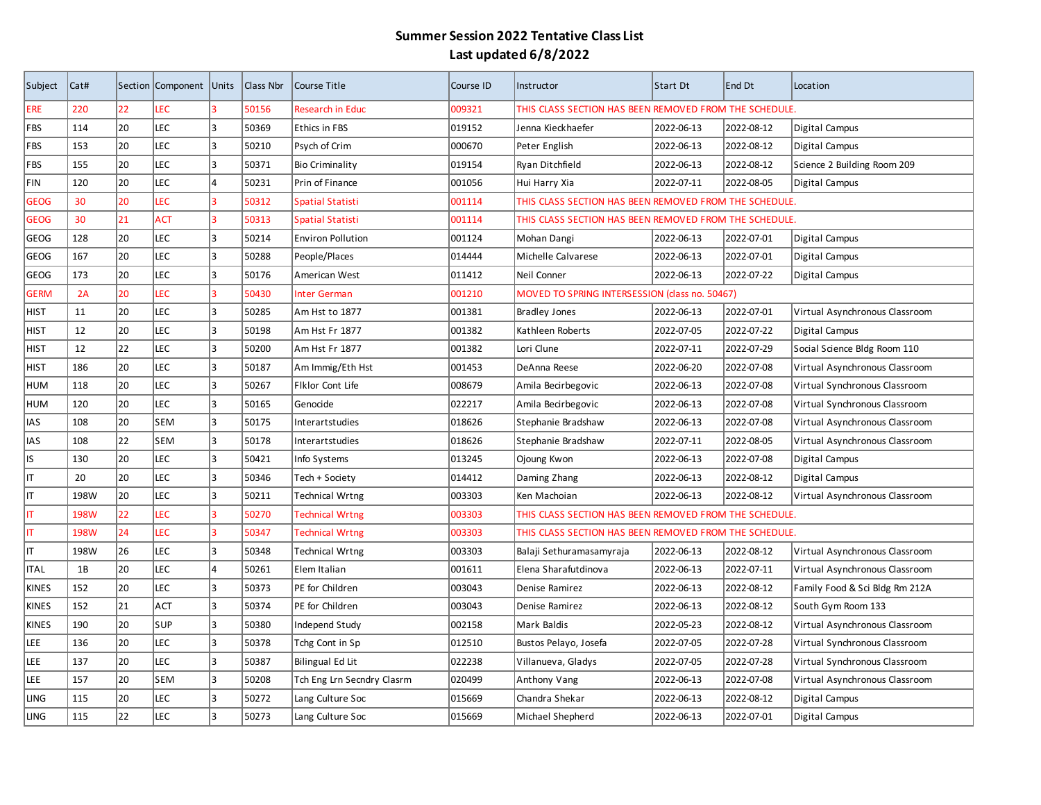# Summer Session 2022 Tentative Class List
## Last updated 6/8/2022

| Subject | Cat# | Section | Component | Units | Class Nbr | Course Title | Course ID | Instructor | Start Dt | End Dt | Location |
|---|---|---|---|---|---|---|---|---|---|---|---|
| ERE | 220 | 22 | LEC | 3 | 50156 | Research in Educ | 009321 | THIS CLASS SECTION HAS BEEN REMOVED FROM THE SCHEDULE. | | | |
| FBS | 114 | 20 | LEC | 3 | 50369 | Ethics in FBS | 019152 | Jenna Kieckhaefer | 2022-06-13 | 2022-08-12 | Digital Campus |
| FBS | 153 | 20 | LEC | 3 | 50210 | Psych of Crim | 000670 | Peter English | 2022-06-13 | 2022-08-12 | Digital Campus |
| FBS | 155 | 20 | LEC | 3 | 50371 | Bio Criminality | 019154 | Ryan Ditchfield | 2022-06-13 | 2022-08-12 | Science 2 Building Room 209 |
| FIN | 120 | 20 | LEC | 4 | 50231 | Prin of Finance | 001056 | Hui Harry Xia | 2022-07-11 | 2022-08-05 | Digital Campus |
| GEOG | 30 | 20 | LEC | 3 | 50312 | Spatial Statisti | 001114 | THIS CLASS SECTION HAS BEEN REMOVED FROM THE SCHEDULE. | | | |
| GEOG | 30 | 21 | ACT | 3 | 50313 | Spatial Statisti | 001114 | THIS CLASS SECTION HAS BEEN REMOVED FROM THE SCHEDULE. | | | |
| GEOG | 128 | 20 | LEC | 3 | 50214 | Environ Pollution | 001124 | Mohan Dangi | 2022-06-13 | 2022-07-01 | Digital Campus |
| GEOG | 167 | 20 | LEC | 3 | 50288 | People/Places | 014444 | Michelle Calvarese | 2022-06-13 | 2022-07-01 | Digital Campus |
| GEOG | 173 | 20 | LEC | 3 | 50176 | American West | 011412 | Neil Conner | 2022-06-13 | 2022-07-22 | Digital Campus |
| GERM | 2A | 20 | LEC | 3 | 50430 | Inter German | 001210 | MOVED TO SPRING INTERSESSION (class no. 50467) | | | |
| HIST | 11 | 20 | LEC | 3 | 50285 | Am Hst to 1877 | 001381 | Bradley Jones | 2022-06-13 | 2022-07-01 | Virtual Asynchronous Classroom |
| HIST | 12 | 20 | LEC | 3 | 50198 | Am Hst Fr 1877 | 001382 | Kathleen Roberts | 2022-07-05 | 2022-07-22 | Digital Campus |
| HIST | 12 | 22 | LEC | 3 | 50200 | Am Hst Fr 1877 | 001382 | Lori Clune | 2022-07-11 | 2022-07-29 | Social Science Bldg Room 110 |
| HIST | 186 | 20 | LEC | 3 | 50187 | Am Immig/Eth Hst | 001453 | DeAnna Reese | 2022-06-20 | 2022-07-08 | Virtual Asynchronous Classroom |
| HUM | 118 | 20 | LEC | 3 | 50267 | Flklor Cont Life | 008679 | Amila Becirbegovic | 2022-06-13 | 2022-07-08 | Virtual Synchronous Classroom |
| HUM | 120 | 20 | LEC | 3 | 50165 | Genocide | 022217 | Amila Becirbegovic | 2022-06-13 | 2022-07-08 | Virtual Synchronous Classroom |
| IAS | 108 | 20 | SEM | 3 | 50175 | Interartstudies | 018626 | Stephanie Bradshaw | 2022-06-13 | 2022-07-08 | Virtual Asynchronous Classroom |
| IAS | 108 | 22 | SEM | 3 | 50178 | Interartstudies | 018626 | Stephanie Bradshaw | 2022-07-11 | 2022-08-05 | Virtual Asynchronous Classroom |
| IS | 130 | 20 | LEC | 3 | 50421 | Info Systems | 013245 | Ojoung Kwon | 2022-06-13 | 2022-07-08 | Digital Campus |
| IT | 20 | 20 | LEC | 3 | 50346 | Tech + Society | 014412 | Daming Zhang | 2022-06-13 | 2022-08-12 | Digital Campus |
| IT | 198W | 20 | LEC | 3 | 50211 | Technical Wrtng | 003303 | Ken Machoian | 2022-06-13 | 2022-08-12 | Virtual Asynchronous Classroom |
| IT | 198W | 22 | LEC | 3 | 50270 | Technical Wrtng | 003303 | THIS CLASS SECTION HAS BEEN REMOVED FROM THE SCHEDULE. | | | |
| IT | 198W | 24 | LEC | 3 | 50347 | Technical Wrtng | 003303 | THIS CLASS SECTION HAS BEEN REMOVED FROM THE SCHEDULE. | | | |
| IT | 198W | 26 | LEC | 3 | 50348 | Technical Wrtng | 003303 | Balaji Sethuramasamyraja | 2022-06-13 | 2022-08-12 | Virtual Asynchronous Classroom |
| ITAL | 1B | 20 | LEC | 4 | 50261 | Elem Italian | 001611 | Elena Sharafutdinova | 2022-06-13 | 2022-07-11 | Virtual Asynchronous Classroom |
| KINES | 152 | 20 | LEC | 3 | 50373 | PE for Children | 003043 | Denise Ramirez | 2022-06-13 | 2022-08-12 | Family Food & Sci Bldg Rm 212A |
| KINES | 152 | 21 | ACT | 3 | 50374 | PE for Children | 003043 | Denise Ramirez | 2022-06-13 | 2022-08-12 | South Gym Room 133 |
| KINES | 190 | 20 | SUP | 3 | 50380 | Independ Study | 002158 | Mark Baldis | 2022-05-23 | 2022-08-12 | Virtual Asynchronous Classroom |
| LEE | 136 | 20 | LEC | 3 | 50378 | Tchg Cont in Sp | 012510 | Bustos Pelayo, Josefa | 2022-07-05 | 2022-07-28 | Virtual Synchronous Classroom |
| LEE | 137 | 20 | LEC | 3 | 50387 | Bilingual Ed Lit | 022238 | Villanueva, Gladys | 2022-07-05 | 2022-07-28 | Virtual Synchronous Classroom |
| LEE | 157 | 20 | SEM | 3 | 50208 | Tch Eng Lrn Secndry Clasrm | 020499 | Anthony Vang | 2022-06-13 | 2022-07-08 | Virtual Asynchronous Classroom |
| LING | 115 | 20 | LEC | 3 | 50272 | Lang Culture Soc | 015669 | Chandra Shekar | 2022-06-13 | 2022-08-12 | Digital Campus |
| LING | 115 | 22 | LEC | 3 | 50273 | Lang Culture Soc | 015669 | Michael Shepherd | 2022-06-13 | 2022-07-01 | Digital Campus |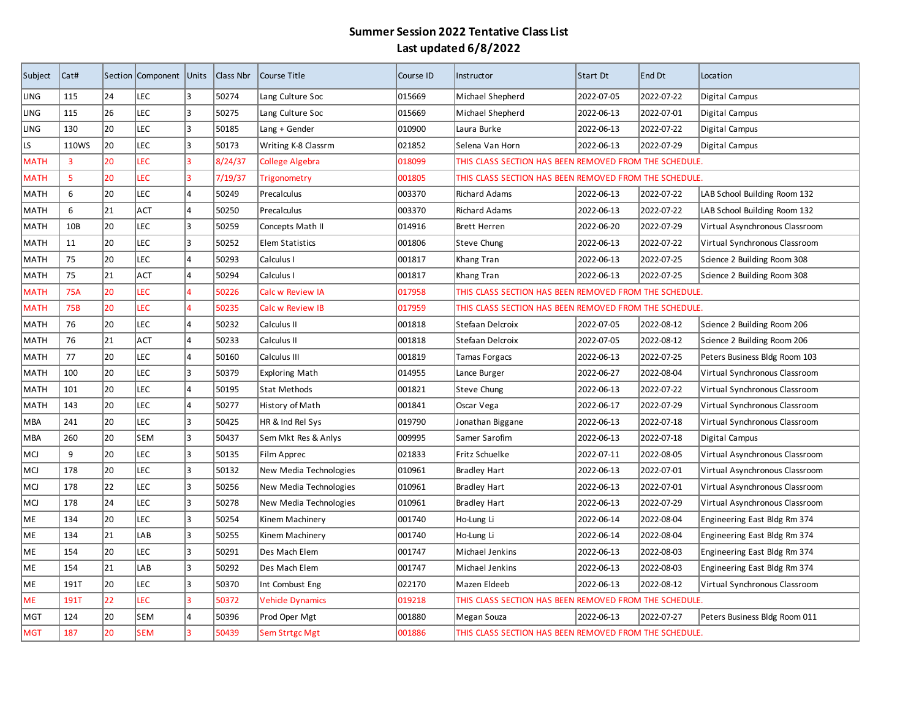# Summer Session 2022 Tentative Class List
## Last updated 6/8/2022

| Subject | Cat# | Section | Component | Units | Class Nbr | Course Title | Course ID | Instructor | Start Dt | End Dt | Location |
|---|---|---|---|---|---|---|---|---|---|---|---|
| LING | 115 | 24 | LEC | 3 | 50274 | Lang Culture Soc | 015669 | Michael Shepherd | 2022-07-05 | 2022-07-22 | Digital Campus |
| LING | 115 | 26 | LEC | 3 | 50275 | Lang Culture Soc | 015669 | Michael Shepherd | 2022-06-13 | 2022-07-01 | Digital Campus |
| LING | 130 | 20 | LEC | 3 | 50185 | Lang + Gender | 010900 | Laura Burke | 2022-06-13 | 2022-07-22 | Digital Campus |
| LS | 110WS | 20 | LEC | 3 | 50173 | Writing K-8 Classrm | 021852 | Selena Van Horn | 2022-06-13 | 2022-07-29 | Digital Campus |
| MATH | 3 | 20 | LEC | 3 | 8/24/37 | College Algebra | 018099 | THIS CLASS SECTION HAS BEEN REMOVED FROM THE SCHEDULE. | | | |
| MATH | 5 | 20 | LEC | 3 | 7/19/37 | Trigonometry | 001805 | THIS CLASS SECTION HAS BEEN REMOVED FROM THE SCHEDULE. | | | |
| MATH | 6 | 20 | LEC | 4 | 50249 | Precalculus | 003370 | Richard Adams | 2022-06-13 | 2022-07-22 | LAB School Building Room 132 |
| MATH | 6 | 21 | ACT | 4 | 50250 | Precalculus | 003370 | Richard Adams | 2022-06-13 | 2022-07-22 | LAB School Building Room 132 |
| MATH | 10B | 20 | LEC | 3 | 50259 | Concepts Math II | 014916 | Brett Herren | 2022-06-20 | 2022-07-29 | Virtual Asynchronous Classroom |
| MATH | 11 | 20 | LEC | 3 | 50252 | Elem Statistics | 001806 | Steve Chung | 2022-06-13 | 2022-07-22 | Virtual Synchronous Classroom |
| MATH | 75 | 20 | LEC | 4 | 50293 | Calculus I | 001817 | Khang Tran | 2022-06-13 | 2022-07-25 | Science 2 Building Room 308 |
| MATH | 75 | 21 | ACT | 4 | 50294 | Calculus I | 001817 | Khang Tran | 2022-06-13 | 2022-07-25 | Science 2 Building Room 308 |
| MATH | 75A | 20 | LEC | 4 | 50226 | Calc w Review IA | 017958 | THIS CLASS SECTION HAS BEEN REMOVED FROM THE SCHEDULE. | | | |
| MATH | 75B | 20 | LEC | 4 | 50235 | Calc w Review IB | 017959 | THIS CLASS SECTION HAS BEEN REMOVED FROM THE SCHEDULE. | | | |
| MATH | 76 | 20 | LEC | 4 | 50232 | Calculus II | 001818 | Stefaan Delcroix | 2022-07-05 | 2022-08-12 | Science 2 Building Room 206 |
| MATH | 76 | 21 | ACT | 4 | 50233 | Calculus II | 001818 | Stefaan Delcroix | 2022-07-05 | 2022-08-12 | Science 2 Building Room 206 |
| MATH | 77 | 20 | LEC | 4 | 50160 | Calculus III | 001819 | Tamas Forgacs | 2022-06-13 | 2022-07-25 | Peters Business Bldg Room 103 |
| MATH | 100 | 20 | LEC | 3 | 50379 | Exploring Math | 014955 | Lance Burger | 2022-06-27 | 2022-08-04 | Virtual Synchronous Classroom |
| MATH | 101 | 20 | LEC | 4 | 50195 | Stat Methods | 001821 | Steve Chung | 2022-06-13 | 2022-07-22 | Virtual Synchronous Classroom |
| MATH | 143 | 20 | LEC | 4 | 50277 | History of Math | 001841 | Oscar Vega | 2022-06-17 | 2022-07-29 | Virtual Synchronous Classroom |
| MBA | 241 | 20 | LEC | 3 | 50425 | HR & Ind Rel Sys | 019790 | Jonathan Biggane | 2022-06-13 | 2022-07-18 | Virtual Synchronous Classroom |
| MBA | 260 | 20 | SEM | 3 | 50437 | Sem Mkt Res & Anlys | 009995 | Samer Sarofim | 2022-06-13 | 2022-07-18 | Digital Campus |
| MCJ | 9 | 20 | LEC | 3 | 50135 | Film Apprec | 021833 | Fritz Schuelke | 2022-07-11 | 2022-08-05 | Virtual Asynchronous Classroom |
| MCJ | 178 | 20 | LEC | 3 | 50132 | New Media Technologies | 010961 | Bradley Hart | 2022-06-13 | 2022-07-01 | Virtual Asynchronous Classroom |
| MCJ | 178 | 22 | LEC | 3 | 50256 | New Media Technologies | 010961 | Bradley Hart | 2022-06-13 | 2022-07-01 | Virtual Asynchronous Classroom |
| MCJ | 178 | 24 | LEC | 3 | 50278 | New Media Technologies | 010961 | Bradley Hart | 2022-06-13 | 2022-07-29 | Virtual Asynchronous Classroom |
| ME | 134 | 20 | LEC | 3 | 50254 | Kinem Machinery | 001740 | Ho-Lung Li | 2022-06-14 | 2022-08-04 | Engineering East Bldg Rm 374 |
| ME | 134 | 21 | LAB | 3 | 50255 | Kinem Machinery | 001740 | Ho-Lung Li | 2022-06-14 | 2022-08-04 | Engineering East Bldg Rm 374 |
| ME | 154 | 20 | LEC | 3 | 50291 | Des Mach Elem | 001747 | Michael Jenkins | 2022-06-13 | 2022-08-03 | Engineering East Bldg Rm 374 |
| ME | 154 | 21 | LAB | 3 | 50292 | Des Mach Elem | 001747 | Michael Jenkins | 2022-06-13 | 2022-08-03 | Engineering East Bldg Rm 374 |
| ME | 191T | 20 | LEC | 3 | 50370 | Int Combust Eng | 022170 | Mazen Eldeeb | 2022-06-13 | 2022-08-12 | Virtual Synchronous Classroom |
| ME | 191T | 22 | LEC | 3 | 50372 | Vehicle Dynamics | 019218 | THIS CLASS SECTION HAS BEEN REMOVED FROM THE SCHEDULE. | | | |
| MGT | 124 | 20 | SEM | 4 | 50396 | Prod Oper Mgt | 001880 | Megan Souza | 2022-06-13 | 2022-07-27 | Peters Business Bldg Room 011 |
| MGT | 187 | 20 | SEM | 3 | 50439 | Sem Strtgc Mgt | 001886 | THIS CLASS SECTION HAS BEEN REMOVED FROM THE SCHEDULE. | | | |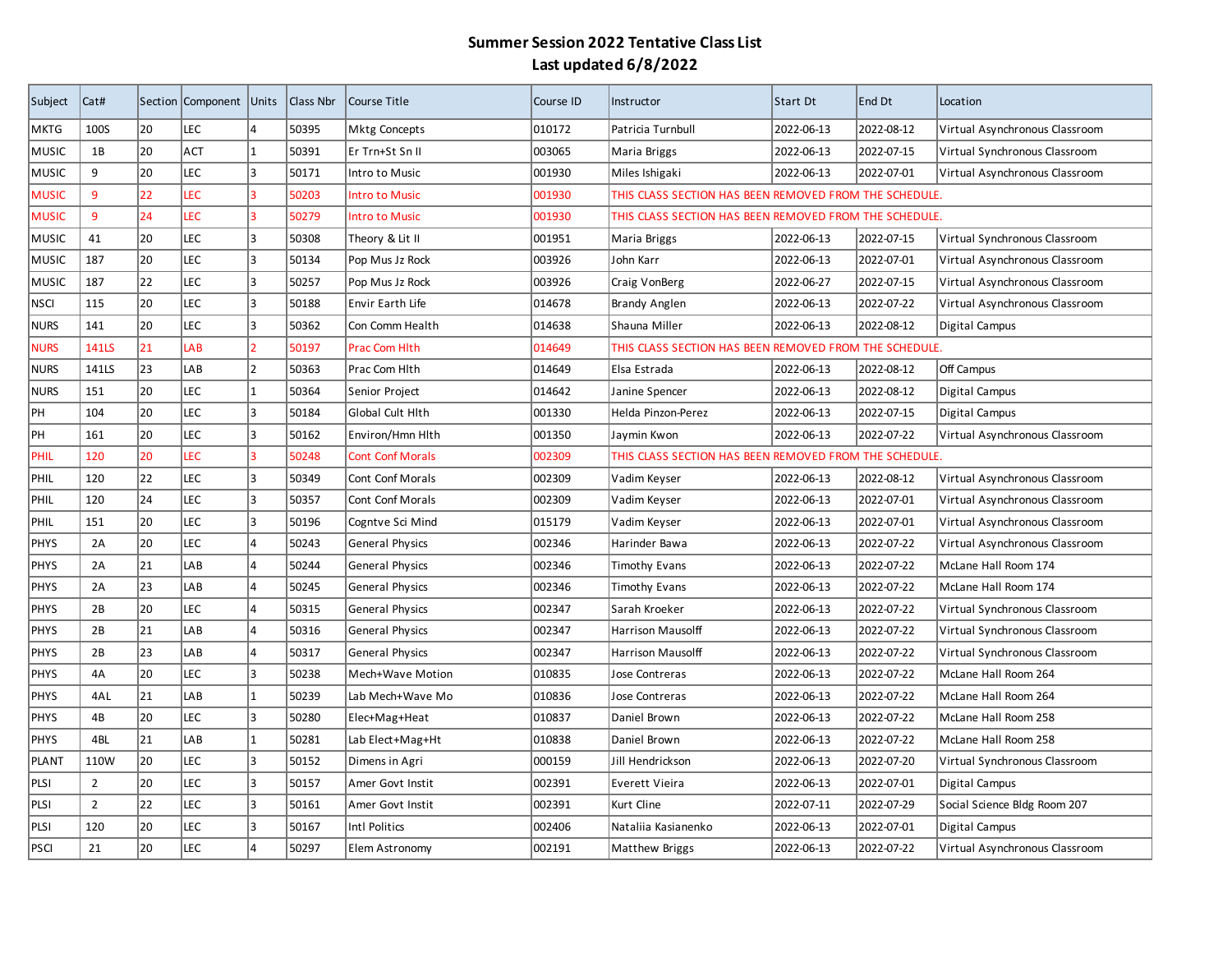# Summer Session 2022 Tentative Class List
## Last updated 6/8/2022

| Subject | Cat# | Section | Component | Units | Class Nbr | Course Title | Course ID | Instructor | Start Dt | End Dt | Location |
|---|---|---|---|---|---|---|---|---|---|---|---|
| MKTG | 100S | 20 | LEC | 4 | 50395 | Mktg Concepts | 010172 | Patricia Turnbull | 2022-06-13 | 2022-08-12 | Virtual Asynchronous Classroom |
| MUSIC | 1B | 20 | ACT | 1 | 50391 | Er Trn+St Sn II | 003065 | Maria Briggs | 2022-06-13 | 2022-07-15 | Virtual Synchronous Classroom |
| MUSIC | 9 | 20 | LEC | 3 | 50171 | Intro to Music | 001930 | Miles Ishigaki | 2022-06-13 | 2022-07-01 | Virtual Asynchronous Classroom |
| MUSIC | 9 | 22 | LEC | 3 | 50203 | Intro to Music | 001930 | THIS CLASS SECTION HAS BEEN REMOVED FROM THE SCHEDULE. | | | |
| MUSIC | 9 | 24 | LEC | 3 | 50279 | Intro to Music | 001930 | THIS CLASS SECTION HAS BEEN REMOVED FROM THE SCHEDULE. | | | |
| MUSIC | 41 | 20 | LEC | 3 | 50308 | Theory & Lit II | 001951 | Maria Briggs | 2022-06-13 | 2022-07-15 | Virtual Synchronous Classroom |
| MUSIC | 187 | 20 | LEC | 3 | 50134 | Pop Mus Jz Rock | 003926 | John Karr | 2022-06-13 | 2022-07-01 | Virtual Asynchronous Classroom |
| MUSIC | 187 | 22 | LEC | 3 | 50257 | Pop Mus Jz Rock | 003926 | Craig VonBerg | 2022-06-27 | 2022-07-15 | Virtual Asynchronous Classroom |
| NSCI | 115 | 20 | LEC | 3 | 50188 | Envir Earth Life | 014678 | Brandy Anglen | 2022-06-13 | 2022-07-22 | Virtual Asynchronous Classroom |
| NURS | 141 | 20 | LEC | 3 | 50362 | Con Comm Health | 014638 | Shauna Miller | 2022-06-13 | 2022-08-12 | Digital Campus |
| NURS | 141LS | 21 | LAB | 2 | 50197 | Prac Com Hlth | 014649 | THIS CLASS SECTION HAS BEEN REMOVED FROM THE SCHEDULE. | | | |
| NURS | 141LS | 23 | LAB | 2 | 50363 | Prac Com Hlth | 014649 | Elsa Estrada | 2022-06-13 | 2022-08-12 | Off Campus |
| NURS | 151 | 20 | LEC | 1 | 50364 | Senior Project | 014642 | Janine Spencer | 2022-06-13 | 2022-08-12 | Digital Campus |
| PH | 104 | 20 | LEC | 3 | 50184 | Global Cult Hlth | 001330 | Helda Pinzon-Perez | 2022-06-13 | 2022-07-15 | Digital Campus |
| PH | 161 | 20 | LEC | 3 | 50162 | Environ/Hmn Hlth | 001350 | Jaymin Kwon | 2022-06-13 | 2022-07-22 | Virtual Asynchronous Classroom |
| PHIL | 120 | 20 | LEC | 3 | 50248 | Cont Conf Morals | 002309 | THIS CLASS SECTION HAS BEEN REMOVED FROM THE SCHEDULE. | | | |
| PHIL | 120 | 22 | LEC | 3 | 50349 | Cont Conf Morals | 002309 | Vadim Keyser | 2022-06-13 | 2022-08-12 | Virtual Asynchronous Classroom |
| PHIL | 120 | 24 | LEC | 3 | 50357 | Cont Conf Morals | 002309 | Vadim Keyser | 2022-06-13 | 2022-07-01 | Virtual Asynchronous Classroom |
| PHIL | 151 | 20 | LEC | 3 | 50196 | Cogntve Sci Mind | 015179 | Vadim Keyser | 2022-06-13 | 2022-07-01 | Virtual Asynchronous Classroom |
| PHYS | 2A | 20 | LEC | 4 | 50243 | General Physics | 002346 | Harinder Bawa | 2022-06-13 | 2022-07-22 | Virtual Asynchronous Classroom |
| PHYS | 2A | 21 | LAB | 4 | 50244 | General Physics | 002346 | Timothy Evans | 2022-06-13 | 2022-07-22 | McLane Hall Room 174 |
| PHYS | 2A | 23 | LAB | 4 | 50245 | General Physics | 002346 | Timothy Evans | 2022-06-13 | 2022-07-22 | McLane Hall Room 174 |
| PHYS | 2B | 20 | LEC | 4 | 50315 | General Physics | 002347 | Sarah Kroeker | 2022-06-13 | 2022-07-22 | Virtual Synchronous Classroom |
| PHYS | 2B | 21 | LAB | 4 | 50316 | General Physics | 002347 | Harrison Mausolff | 2022-06-13 | 2022-07-22 | Virtual Synchronous Classroom |
| PHYS | 2B | 23 | LAB | 4 | 50317 | General Physics | 002347 | Harrison Mausolff | 2022-06-13 | 2022-07-22 | Virtual Synchronous Classroom |
| PHYS | 4A | 20 | LEC | 3 | 50238 | Mech+Wave Motion | 010835 | Jose Contreras | 2022-06-13 | 2022-07-22 | McLane Hall Room 264 |
| PHYS | 4AL | 21 | LAB | 1 | 50239 | Lab Mech+Wave Mo | 010836 | Jose Contreras | 2022-06-13 | 2022-07-22 | McLane Hall Room 264 |
| PHYS | 4B | 20 | LEC | 3 | 50280 | Elec+Mag+Heat | 010837 | Daniel Brown | 2022-06-13 | 2022-07-22 | McLane Hall Room 258 |
| PHYS | 4BL | 21 | LAB | 1 | 50281 | Lab Elect+Mag+Ht | 010838 | Daniel Brown | 2022-06-13 | 2022-07-22 | McLane Hall Room 258 |
| PLANT | 110W | 20 | LEC | 3 | 50152 | Dimens in Agri | 000159 | Jill Hendrickson | 2022-06-13 | 2022-07-20 | Virtual Synchronous Classroom |
| PLSI | 2 | 20 | LEC | 3 | 50157 | Amer Govt Instit | 002391 | Everett Vieira | 2022-06-13 | 2022-07-01 | Digital Campus |
| PLSI | 2 | 22 | LEC | 3 | 50161 | Amer Govt Instit | 002391 | Kurt Cline | 2022-07-11 | 2022-07-29 | Social Science Bldg Room 207 |
| PLSI | 120 | 20 | LEC | 3 | 50167 | Intl Politics | 002406 | Nataliia Kasianenko | 2022-06-13 | 2022-07-01 | Digital Campus |
| PSCI | 21 | 20 | LEC | 4 | 50297 | Elem Astronomy | 002191 | Matthew Briggs | 2022-06-13 | 2022-07-22 | Virtual Asynchronous Classroom |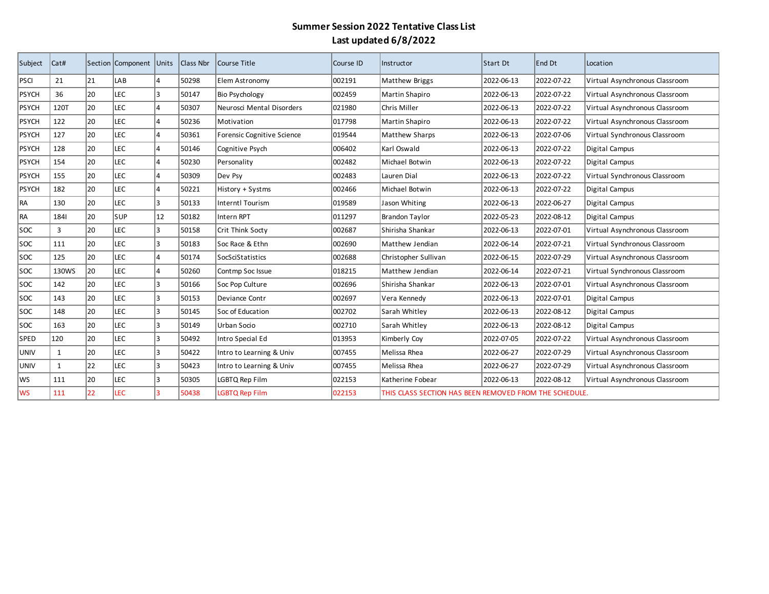# Summer Session 2022 Tentative Class List
## Last updated 6/8/2022

| Subject | Cat# | Section | Component | Units | Class Nbr | Course Title | Course ID | Instructor | Start Dt | End Dt | Location |
|---|---|---|---|---|---|---|---|---|---|---|---|
| PSCI | 21 | 21 | LAB | 4 | 50298 | Elem Astronomy | 002191 | Matthew Briggs | 2022-06-13 | 2022-07-22 | Virtual Asynchronous Classroom |
| PSYCH | 36 | 20 | LEC | 3 | 50147 | Bio Psychology | 002459 | Martin Shapiro | 2022-06-13 | 2022-07-22 | Virtual Asynchronous Classroom |
| PSYCH | 120T | 20 | LEC | 4 | 50307 | Neurosci Mental Disorders | 021980 | Chris Miller | 2022-06-13 | 2022-07-22 | Virtual Asynchronous Classroom |
| PSYCH | 122 | 20 | LEC | 4 | 50236 | Motivation | 017798 | Martin Shapiro | 2022-06-13 | 2022-07-22 | Virtual Asynchronous Classroom |
| PSYCH | 127 | 20 | LEC | 4 | 50361 | Forensic Cognitive Science | 019544 | Matthew Sharps | 2022-06-13 | 2022-07-06 | Virtual Synchronous Classroom |
| PSYCH | 128 | 20 | LEC | 4 | 50146 | Cognitive Psych | 006402 | Karl Oswald | 2022-06-13 | 2022-07-22 | Digital Campus |
| PSYCH | 154 | 20 | LEC | 4 | 50230 | Personality | 002482 | Michael Botwin | 2022-06-13 | 2022-07-22 | Digital Campus |
| PSYCH | 155 | 20 | LEC | 4 | 50309 | Dev Psy | 002483 | Lauren Dial | 2022-06-13 | 2022-07-22 | Virtual Synchronous Classroom |
| PSYCH | 182 | 20 | LEC | 4 | 50221 | History + Systms | 002466 | Michael Botwin | 2022-06-13 | 2022-07-22 | Digital Campus |
| RA | 130 | 20 | LEC | 3 | 50133 | Interntl Tourism | 019589 | Jason Whiting | 2022-06-13 | 2022-06-27 | Digital Campus |
| RA | 184I | 20 | SUP | 12 | 50182 | Intern RPT | 011297 | Brandon Taylor | 2022-05-23 | 2022-08-12 | Digital Campus |
| SOC | 3 | 20 | LEC | 3 | 50158 | Crit Think Socty | 002687 | Shirisha Shankar | 2022-06-13 | 2022-07-01 | Virtual Asynchronous Classroom |
| SOC | 111 | 20 | LEC | 3 | 50183 | Soc Race & Ethn | 002690 | Matthew Jendian | 2022-06-14 | 2022-07-21 | Virtual Synchronous Classroom |
| SOC | 125 | 20 | LEC | 4 | 50174 | SocSciStatistics | 002688 | Christopher Sullivan | 2022-06-15 | 2022-07-29 | Virtual Asynchronous Classroom |
| SOC | 130WS | 20 | LEC | 4 | 50260 | Contmp Soc Issue | 018215 | Matthew Jendian | 2022-06-14 | 2022-07-21 | Virtual Synchronous Classroom |
| SOC | 142 | 20 | LEC | 3 | 50166 | Soc Pop Culture | 002696 | Shirisha Shankar | 2022-06-13 | 2022-07-01 | Virtual Asynchronous Classroom |
| SOC | 143 | 20 | LEC | 3 | 50153 | Deviance Contr | 002697 | Vera Kennedy | 2022-06-13 | 2022-07-01 | Digital Campus |
| SOC | 148 | 20 | LEC | 3 | 50145 | Soc of Education | 002702 | Sarah Whitley | 2022-06-13 | 2022-08-12 | Digital Campus |
| SOC | 163 | 20 | LEC | 3 | 50149 | Urban Socio | 002710 | Sarah Whitley | 2022-06-13 | 2022-08-12 | Digital Campus |
| SPED | 120 | 20 | LEC | 3 | 50492 | Intro Special Ed | 013953 | Kimberly Coy | 2022-07-05 | 2022-07-22 | Virtual Asynchronous Classroom |
| UNIV | 1 | 20 | LEC | 3 | 50422 | Intro to Learning & Univ | 007455 | Melissa Rhea | 2022-06-27 | 2022-07-29 | Virtual Asynchronous Classroom |
| UNIV | 1 | 22 | LEC | 3 | 50423 | Intro to Learning & Univ | 007455 | Melissa Rhea | 2022-06-27 | 2022-07-29 | Virtual Asynchronous Classroom |
| WS | 111 | 20 | LEC | 3 | 50305 | LGBTQ Rep Film | 022153 | Katherine Fobear | 2022-06-13 | 2022-08-12 | Virtual Asynchronous Classroom |
| WS | 111 | 22 | LEC | 3 | 50438 | LGBTQ Rep Film | 022153 | THIS CLASS SECTION HAS BEEN REMOVED FROM THE SCHEDULE. | | | |